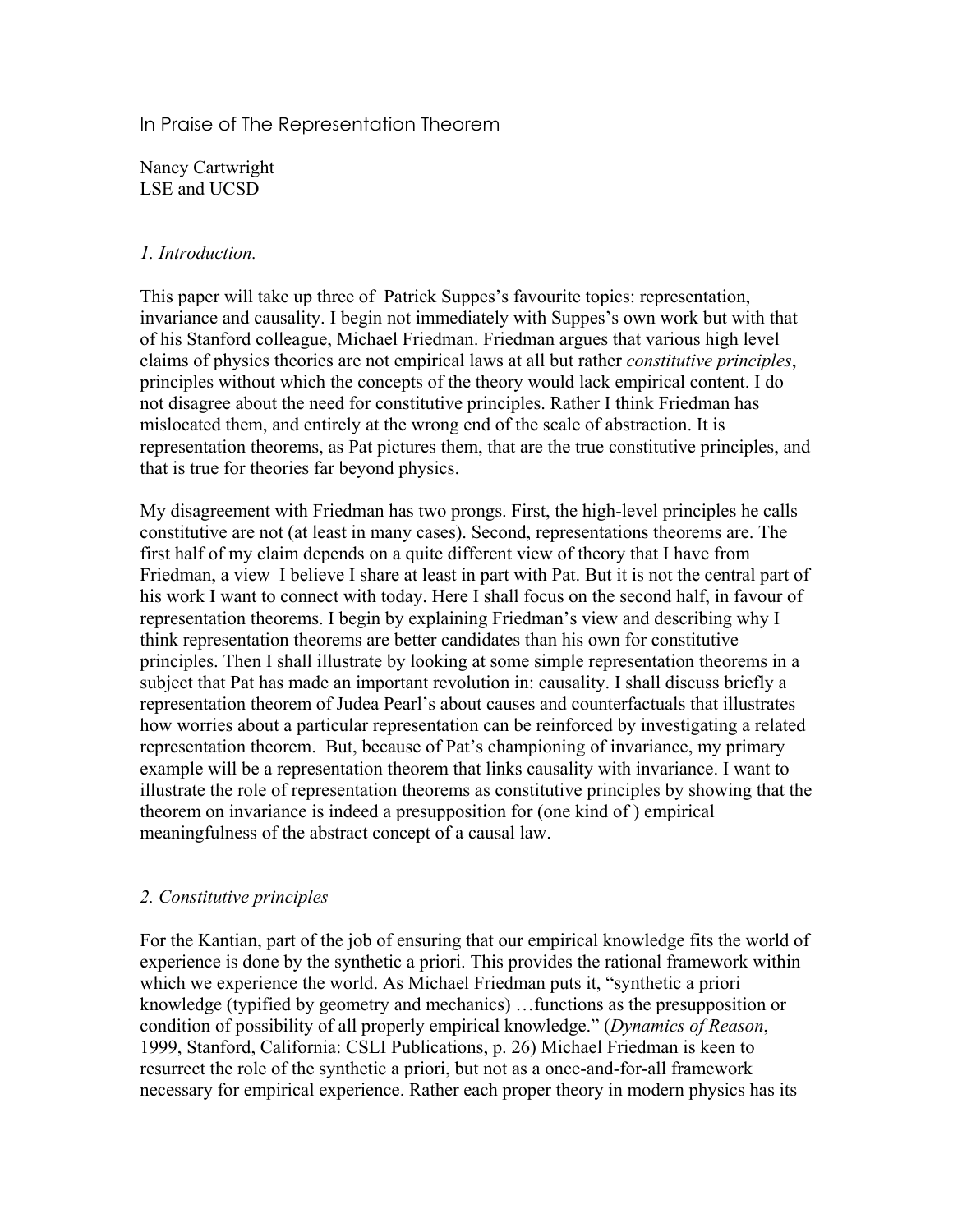# In Praise of The Representation Theorem

Nancy Cartwright
LSE and UCSD

## *1. Introduction.*

This paper will take up three of Patrick Suppes's favourite topics: representation, invariance and causality. I begin not immediately with Suppes's own work but with that of his Stanford colleague, Michael Friedman. Friedman argues that various high level claims of physics theories are not empirical laws at all but rather *constitutive principles*, principles without which the concepts of the theory would lack empirical content. I do not disagree about the need for constitutive principles. Rather I think Friedman has mislocated them, and entirely at the wrong end of the scale of abstraction. It is representation theorems, as Pat pictures them, that are the true constitutive principles, and that is true for theories far beyond physics.

My disagreement with Friedman has two prongs. First, the high-level principles he calls constitutive are not (at least in many cases). Second, representations theorems are. The first half of my claim depends on a quite different view of theory that I have from Friedman, a view I believe I share at least in part with Pat. But it is not the central part of his work I want to connect with today. Here I shall focus on the second half, in favour of representation theorems. I begin by explaining Friedman's view and describing why I think representation theorems are better candidates than his own for constitutive principles. Then I shall illustrate by looking at some simple representation theorems in a subject that Pat has made an important revolution in: causality. I shall discuss briefly a representation theorem of Judea Pearl's about causes and counterfactuals that illustrates how worries about a particular representation can be reinforced by investigating a related representation theorem. But, because of Pat's championing of invariance, my primary example will be a representation theorem that links causality with invariance. I want to illustrate the role of representation theorems as constitutive principles by showing that the theorem on invariance is indeed a presupposition for (one kind of ) empirical meaningfulness of the abstract concept of a causal law.

## *2. Constitutive principles*

For the Kantian, part of the job of ensuring that our empirical knowledge fits the world of experience is done by the synthetic a priori. This provides the rational framework within which we experience the world. As Michael Friedman puts it, "synthetic a priori knowledge (typified by geometry and mechanics) …functions as the presupposition or condition of possibility of all properly empirical knowledge." (*Dynamics of Reason*, 1999, Stanford, California: CSLI Publications, p. 26) Michael Friedman is keen to resurrect the role of the synthetic a priori, but not as a once-and-for-all framework necessary for empirical experience. Rather each proper theory in modern physics has its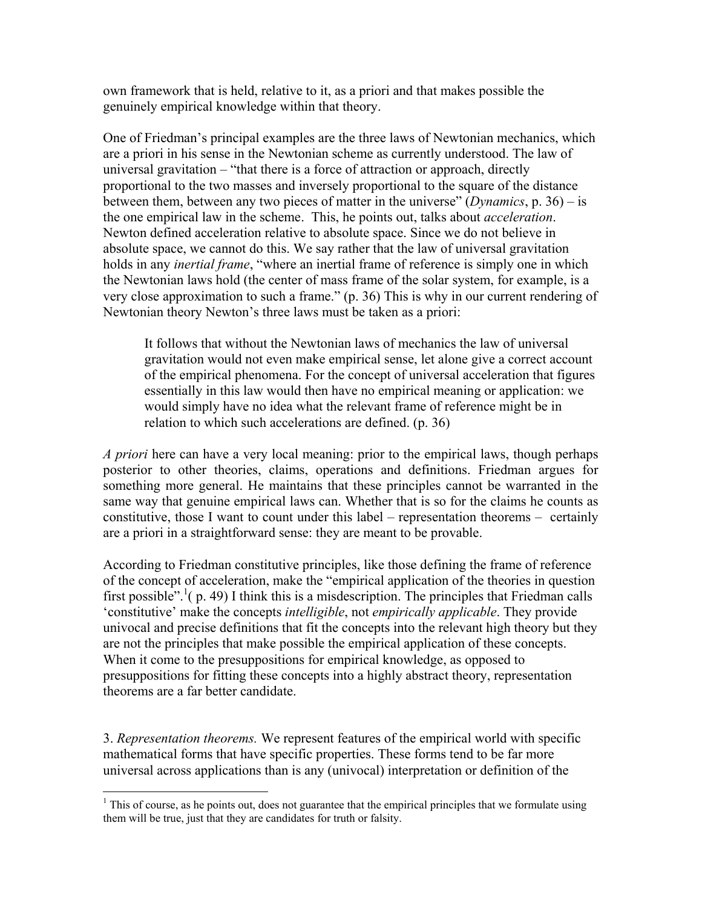own framework that is held, relative to it, as a priori and that makes possible the genuinely empirical knowledge within that theory.

One of Friedman's principal examples are the three laws of Newtonian mechanics, which are a priori in his sense in the Newtonian scheme as currently understood. The law of universal gravitation – "that there is a force of attraction or approach, directly proportional to the two masses and inversely proportional to the square of the distance between them, between any two pieces of matter in the universe" (*Dynamics*, p. 36) – is the one empirical law in the scheme. This, he points out, talks about *acceleration*. Newton defined acceleration relative to absolute space. Since we do not believe in absolute space, we cannot do this. We say rather that the law of universal gravitation holds in any *inertial frame*, "where an inertial frame of reference is simply one in which the Newtonian laws hold (the center of mass frame of the solar system, for example, is a very close approximation to such a frame." (p. 36) This is why in our current rendering of Newtonian theory Newton's three laws must be taken as a priori:

> It follows that without the Newtonian laws of mechanics the law of universal gravitation would not even make empirical sense, let alone give a correct account of the empirical phenomena. For the concept of universal acceleration that figures essentially in this law would then have no empirical meaning or application: we would simply have no idea what the relevant frame of reference might be in relation to which such accelerations are defined. (p. 36)

*A priori* here can have a very local meaning: prior to the empirical laws, though perhaps posterior to other theories, claims, operations and definitions. Friedman argues for something more general. He maintains that these principles cannot be warranted in the same way that genuine empirical laws can. Whether that is so for the claims he counts as constitutive, those I want to count under this label – representation theorems – certainly are a priori in a straightforward sense: they are meant to be provable.

According to Friedman constitutive principles, like those defining the frame of reference of the concept of acceleration, make the "empirical application of the theories in question first possible".[1]( p. 49) I think this is a misdescription. The principles that Friedman calls 'constitutive' make the concepts *intelligible*, not *empirically applicable*. They provide univocal and precise definitions that fit the concepts into the relevant high theory but they are not the principles that make possible the empirical application of these concepts. When it come to the presuppositions for empirical knowledge, as opposed to presuppositions for fitting these concepts into a highly abstract theory, representation theorems are a far better candidate.

3. *Representation theorems.* We represent features of the empirical world with specific mathematical forms that have specific properties. These forms tend to be far more universal across applications than is any (univocal) interpretation or definition of the

[1] This of course, as he points out, does not guarantee that the empirical principles that we formulate using them will be true, just that they are candidates for truth or falsity.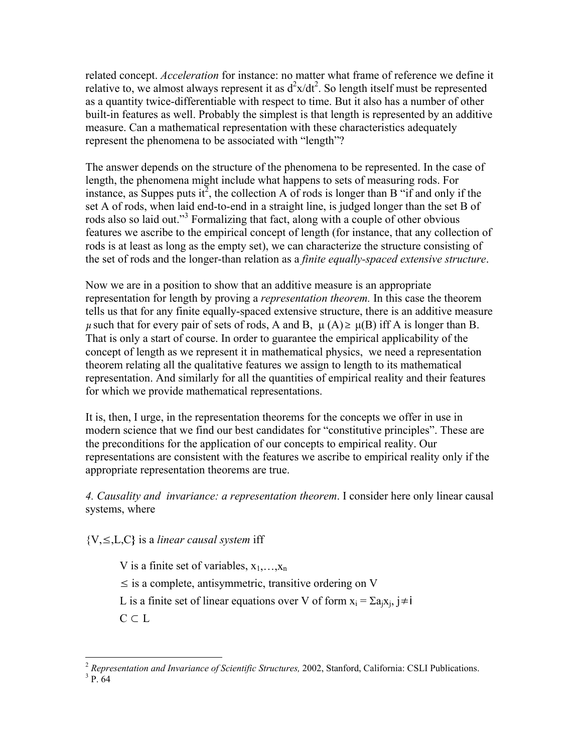related concept. *Acceleration* for instance: no matter what frame of reference we define it relative to, we almost always represent it as $d^2x/dt^2$. So length itself must be represented as a quantity twice-differentiable with respect to time. But it also has a number of other built-in features as well. Probably the simplest is that length is represented by an additive measure. Can a mathematical representation with these characteristics adequately represent the phenomena to be associated with "length"?

The answer depends on the structure of the phenomena to be represented. In the case of length, the phenomena might include what happens to sets of measuring rods. For instance, as Suppes puts it[2], the collection A of rods is longer than B "if and only if the set A of rods, when laid end-to-end in a straight line, is judged longer than the set B of rods also so laid out."[3] Formalizing that fact, along with a couple of other obvious features we ascribe to the empirical concept of length (for instance, that any collection of rods is at least as long as the empty set), we can characterize the structure consisting of the set of rods and the longer-than relation as a *finite equally-spaced extensive structure*.

Now we are in a position to show that an additive measure is an appropriate representation for length by proving a *representation theorem.* In this case the theorem tells us that for any finite equally-spaced extensive structure, there is an additive measure $\mu$ such that for every pair of sets of rods, A and B, $\mu(A) \geq \mu(B)$ iff A is longer than B. That is only a start of course. In order to guarantee the empirical applicability of the concept of length as we represent it in mathematical physics, we need a representation theorem relating all the qualitative features we assign to length to its mathematical representation. And similarly for all the quantities of empirical reality and their features for which we provide mathematical representations.

It is, then, I urge, in the representation theorems for the concepts we offer in use in modern science that we find our best candidates for "constitutive principles". These are the preconditions for the application of our concepts to empirical reality. Our representations are consistent with the features we ascribe to empirical reality only if the appropriate representation theorems are true.

*4. Causality and invariance: a representation theorem*. I consider here only linear causal systems, where

$\{V, \leq, L, C\}$ is a *linear causal system* iff

> V is a finite set of variables, $x_1,\ldots,x_n$
>
> $\leq$ is a complete, antisymmetric, transitive ordering on V
>
> L is a finite set of linear equations over V of form $x_i = \Sigma a_j x_j$, $j \neq i$
>
> $C \subset L$

---

[2] *Representation and Invariance of Scientific Structures,* 2002, Stanford, California: CSLI Publications.

[3] P. 64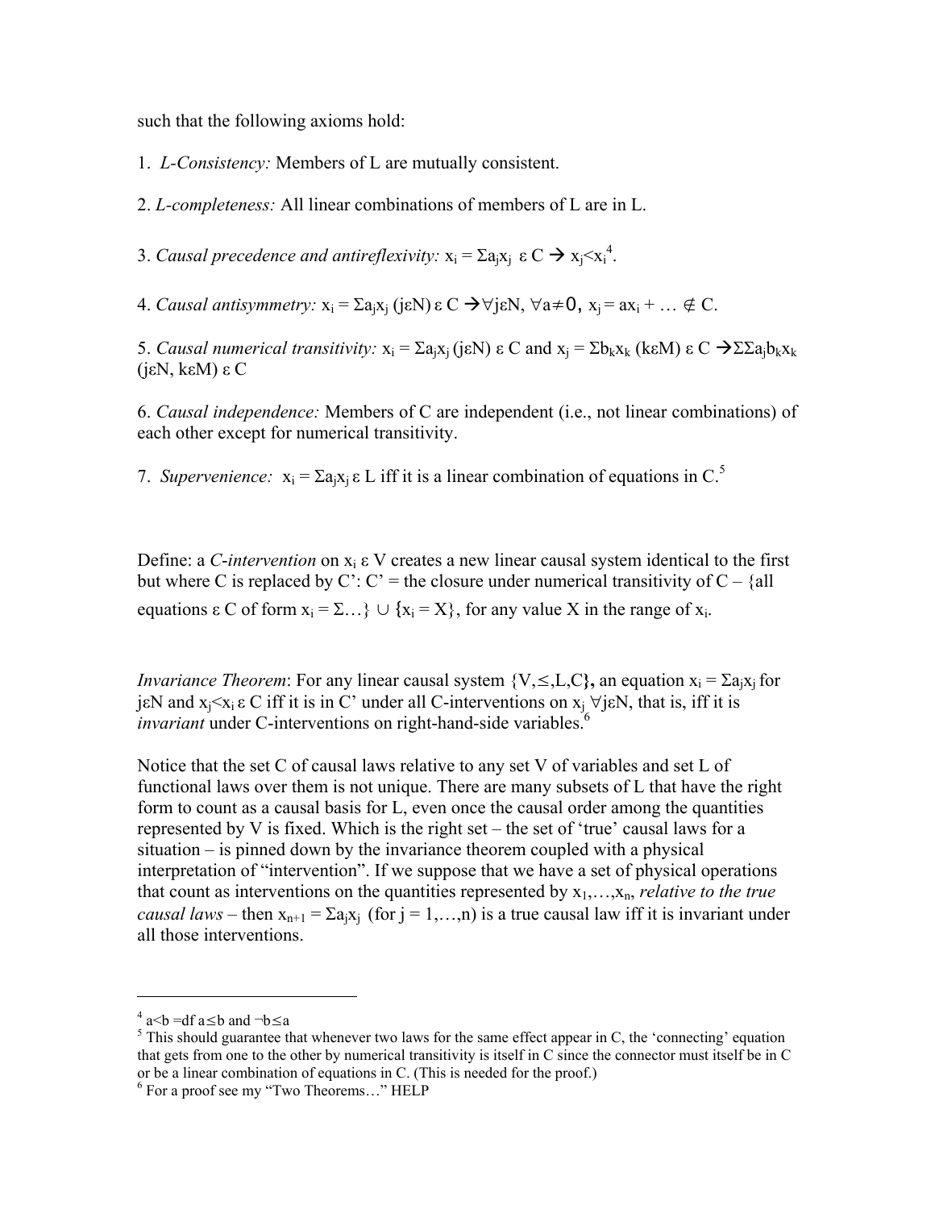such that the following axioms hold:

1. *L-Consistency:* Members of L are mutually consistent.

2. *L-completeness:* All linear combinations of members of L are in L.

3. *Causal precedence and antireflexivity:* $x_i = \Sigma a_j x_j \in C \rightarrow x_j < x_i$[4].

4. *Causal antisymmetry:* $x_i = \Sigma a_j x_j \ (j \in N) \in C \rightarrow \forall j \in N, \forall a \neq 0, \ x_j = a x_i + \ldots \notin C$.

5. *Causal numerical transitivity:* $x_i = \Sigma a_j x_j \ (j \in N) \in C$ and $x_j = \Sigma b_k x_k \ (k \in M) \in C \rightarrow \Sigma\Sigma a_j b_k x_k \ (j \in N, k \in M) \in C$

6. *Causal independence:* Members of C are independent (i.e., not linear combinations) of each other except for numerical transitivity.

7. *Supervenience:* $x_i = \Sigma a_j x_j \in L$ iff it is a linear combination of equations in C.[5]

Define: a *C-intervention* on $x_i \in V$ creates a new linear causal system identical to the first but where C is replaced by C': C' = the closure under numerical transitivity of C – {all equations $\in$ C of form $x_i = \Sigma\ldots$} $\cup$ {$x_i = X$}, for any value X in the range of $x_i$.

*Invariance Theorem*: For any linear causal system $\{V, \leq, L, C\}$, an equation $x_i = \Sigma a_j x_j$ for $j \in N$ and $x_j < x_i \in C$ iff it is in C' under all C-interventions on $x_j \ \forall j \in N$, that is, iff it is *invariant* under C-interventions on right-hand-side variables.[6]

Notice that the set C of causal laws relative to any set V of variables and set L of functional laws over them is not unique. There are many subsets of L that have the right form to count as a causal basis for L, even once the causal order among the quantities represented by V is fixed. Which is the right set – the set of 'true' causal laws for a situation – is pinned down by the invariance theorem coupled with a physical interpretation of "intervention". If we suppose that we have a set of physical operations that count as interventions on the quantities represented by $x_1,\ldots,x_n$, *relative to the true causal laws* – then $x_{n+1} = \Sigma a_j x_j$ (for j = 1,…,n) is a true causal law iff it is invariant under all those interventions.

---

[4] $a<b$ =df $a \leq b$ and $\neg b \leq a$

[5] This should guarantee that whenever two laws for the same effect appear in C, the 'connecting' equation that gets from one to the other by numerical transitivity is itself in C since the connector must itself be in C or be a linear combination of equations in C. (This is needed for the proof.)

[6] For a proof see my "Two Theorems…" HELP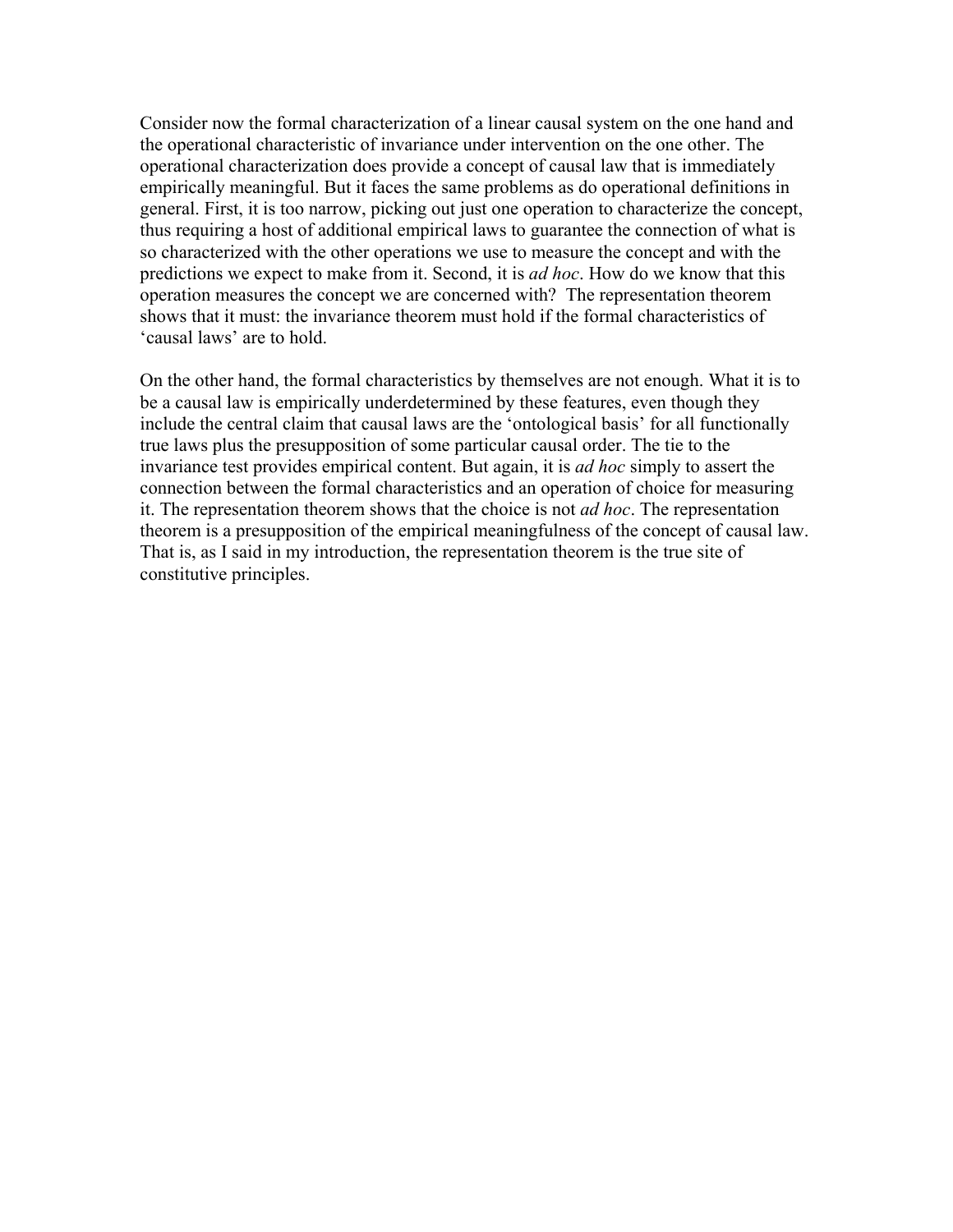Consider now the formal characterization of a linear causal system on the one hand and the operational characteristic of invariance under intervention on the one other. The operational characterization does provide a concept of causal law that is immediately empirically meaningful. But it faces the same problems as do operational definitions in general. First, it is too narrow, picking out just one operation to characterize the concept, thus requiring a host of additional empirical laws to guarantee the connection of what is so characterized with the other operations we use to measure the concept and with the predictions we expect to make from it. Second, it is *ad hoc*. How do we know that this operation measures the concept we are concerned with? The representation theorem shows that it must: the invariance theorem must hold if the formal characteristics of 'causal laws' are to hold.

On the other hand, the formal characteristics by themselves are not enough. What it is to be a causal law is empirically underdetermined by these features, even though they include the central claim that causal laws are the 'ontological basis' for all functionally true laws plus the presupposition of some particular causal order. The tie to the invariance test provides empirical content. But again, it is *ad hoc* simply to assert the connection between the formal characteristics and an operation of choice for measuring it. The representation theorem shows that the choice is not *ad hoc*. The representation theorem is a presupposition of the empirical meaningfulness of the concept of causal law. That is, as I said in my introduction, the representation theorem is the true site of constitutive principles.